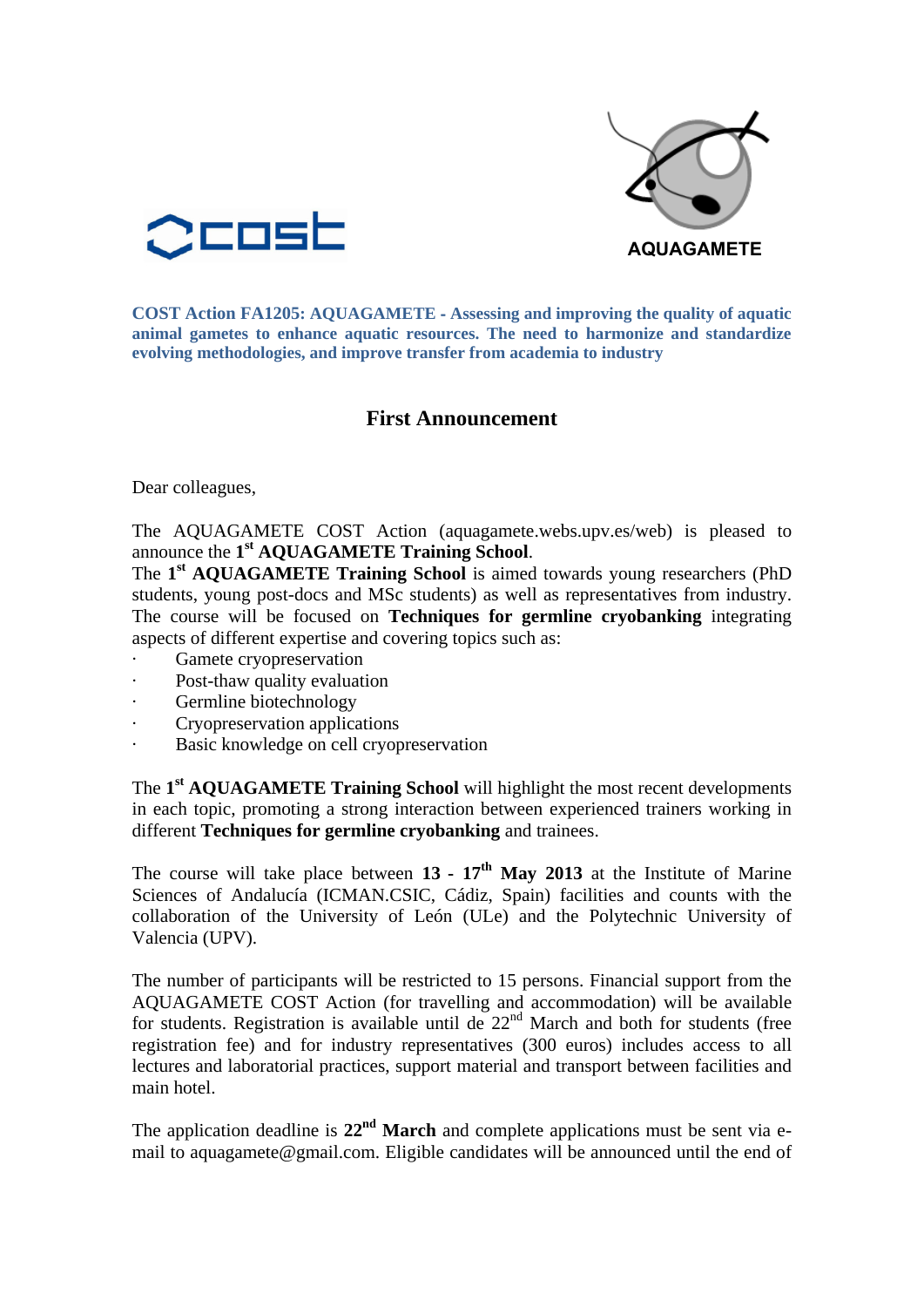AQUAGAMETE

**COST Action FA1205: AQUAGAMETE - Assessing and improving the quality of aquatic animal gametes to enhance aquatic resources. The need to harmonize and standardize evolving methodologies, and improve transfer from academia to industry**

## First Announcement

Dear colleagues,

The AQUAGAMETE COST Action (aquagamete.webs.upv.es/web) is pleased to announce the 1st **AQUAGAMETE Training School**.

The **1st AQUAGAMETE Training School** is aimed towards young researchers (PhD students, young post-docs and MSc students) as well as representatives from industry. The course will be focused on **Techniques for germline cryobanking** integrating aspects of different expertise and covering topics such as:

- Gamete cryopreservation
- Post-thaw quality evaluation
- Germline biotechnology
- Cryopreservation applications
- Basic knowledge on cell cryopreservation

The **1st AQUAGAMETE Training School** will highlight the most recent developments in each topic, promoting a strong interaction between experienced trainers working in different **Techniques for germline cryobanking** and trainees.

The course will take place between **13 - 17th May 2013** at the Institute of Marine Sciences of Andalucía (ICMAN.CSIC, Cádiz, Spain) facilities and counts with the collaboration of the University of León (ULe) and the Polytechnic University of Valencia (UPV).

The number of participants will be restricted to 15 persons. Financial support from the AQUAGAMETE COST Action (for travelling and accommodation) will be available for students. Registration is available until de 22nd March and both for students (free registration fee) and for industry representatives (300 euros) includes access to all lectures and laboratorial practices, support material and transport between facilities and main hotel.

The application deadline is **22nd March** and complete applications must be sent via e-mail to aquagamete@gmail.com. Eligible candidates will be announced until the end of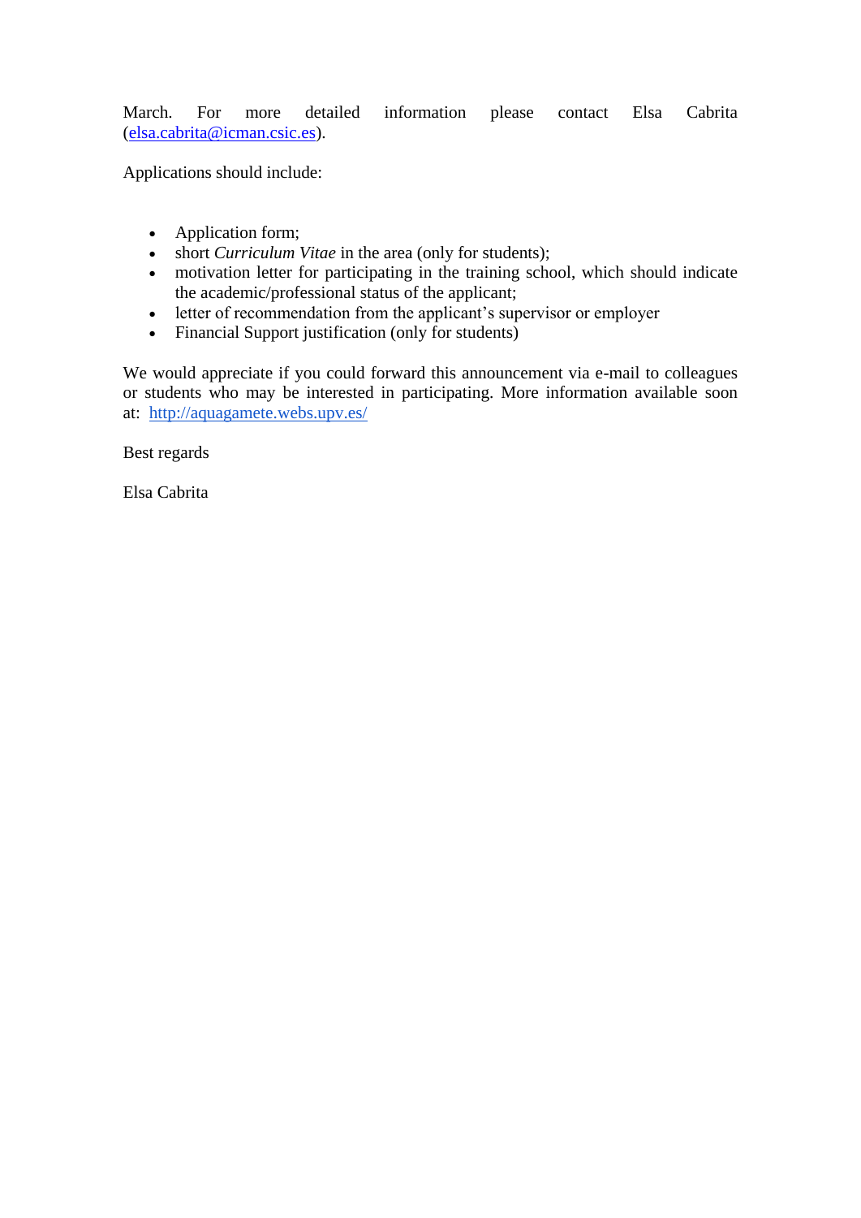March. For more detailed information please contact Elsa Cabrita (elsa.cabrita@icman.csic.es).

Applications should include:

- Application form;
- short *Curriculum Vitae* in the area (only for students);
- motivation letter for participating in the training school, which should indicate the academic/professional status of the applicant;
- letter of recommendation from the applicant's supervisor or employer
- Financial Support justification (only for students)

We would appreciate if you could forward this announcement via e-mail to colleagues or students who may be interested in participating. More information available soon at: http://aquagamete.webs.upv.es/

Best regards

Elsa Cabrita